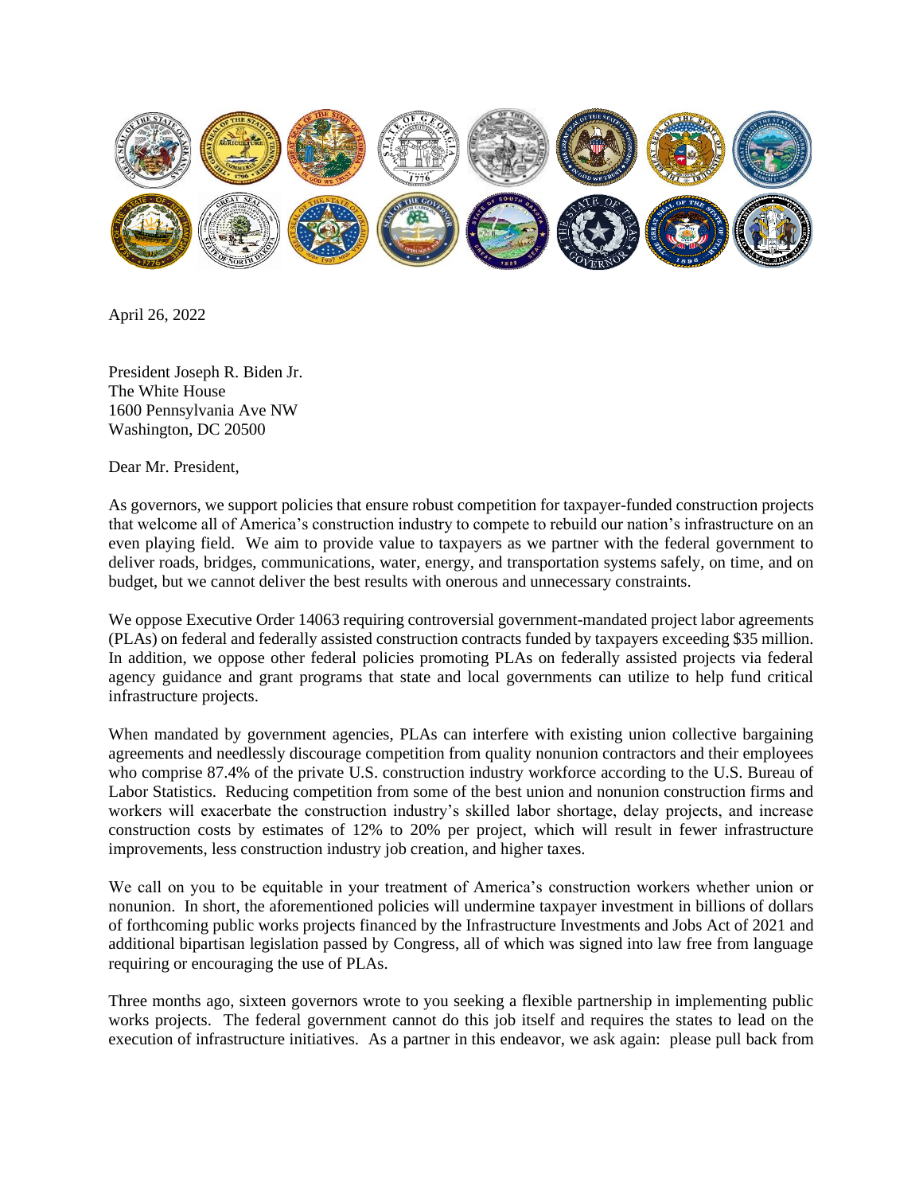April 26, 2022

President Joseph R. Biden Jr.
The White House
1600 Pennsylvania Ave NW
Washington, DC 20500

Dear Mr. President,

As governors, we support policies that ensure robust competition for taxpayer-funded construction projects that welcome all of America's construction industry to compete to rebuild our nation's infrastructure on an even playing field. We aim to provide value to taxpayers as we partner with the federal government to deliver roads, bridges, communications, water, energy, and transportation systems safely, on time, and on budget, but we cannot deliver the best results with onerous and unnecessary constraints.

We oppose Executive Order 14063 requiring controversial government-mandated project labor agreements (PLAs) on federal and federally assisted construction contracts funded by taxpayers exceeding $35 million. In addition, we oppose other federal policies promoting PLAs on federally assisted projects via federal agency guidance and grant programs that state and local governments can utilize to help fund critical infrastructure projects.

When mandated by government agencies, PLAs can interfere with existing union collective bargaining agreements and needlessly discourage competition from quality nonunion contractors and their employees who comprise 87.4% of the private U.S. construction industry workforce according to the U.S. Bureau of Labor Statistics. Reducing competition from some of the best union and nonunion construction firms and workers will exacerbate the construction industry's skilled labor shortage, delay projects, and increase construction costs by estimates of 12% to 20% per project, which will result in fewer infrastructure improvements, less construction industry job creation, and higher taxes.

We call on you to be equitable in your treatment of America's construction workers whether union or nonunion. In short, the aforementioned policies will undermine taxpayer investment in billions of dollars of forthcoming public works projects financed by the Infrastructure Investments and Jobs Act of 2021 and additional bipartisan legislation passed by Congress, all of which was signed into law free from language requiring or encouraging the use of PLAs.

Three months ago, sixteen governors wrote to you seeking a flexible partnership in implementing public works projects. The federal government cannot do this job itself and requires the states to lead on the execution of infrastructure initiatives. As a partner in this endeavor, we ask again: please pull back from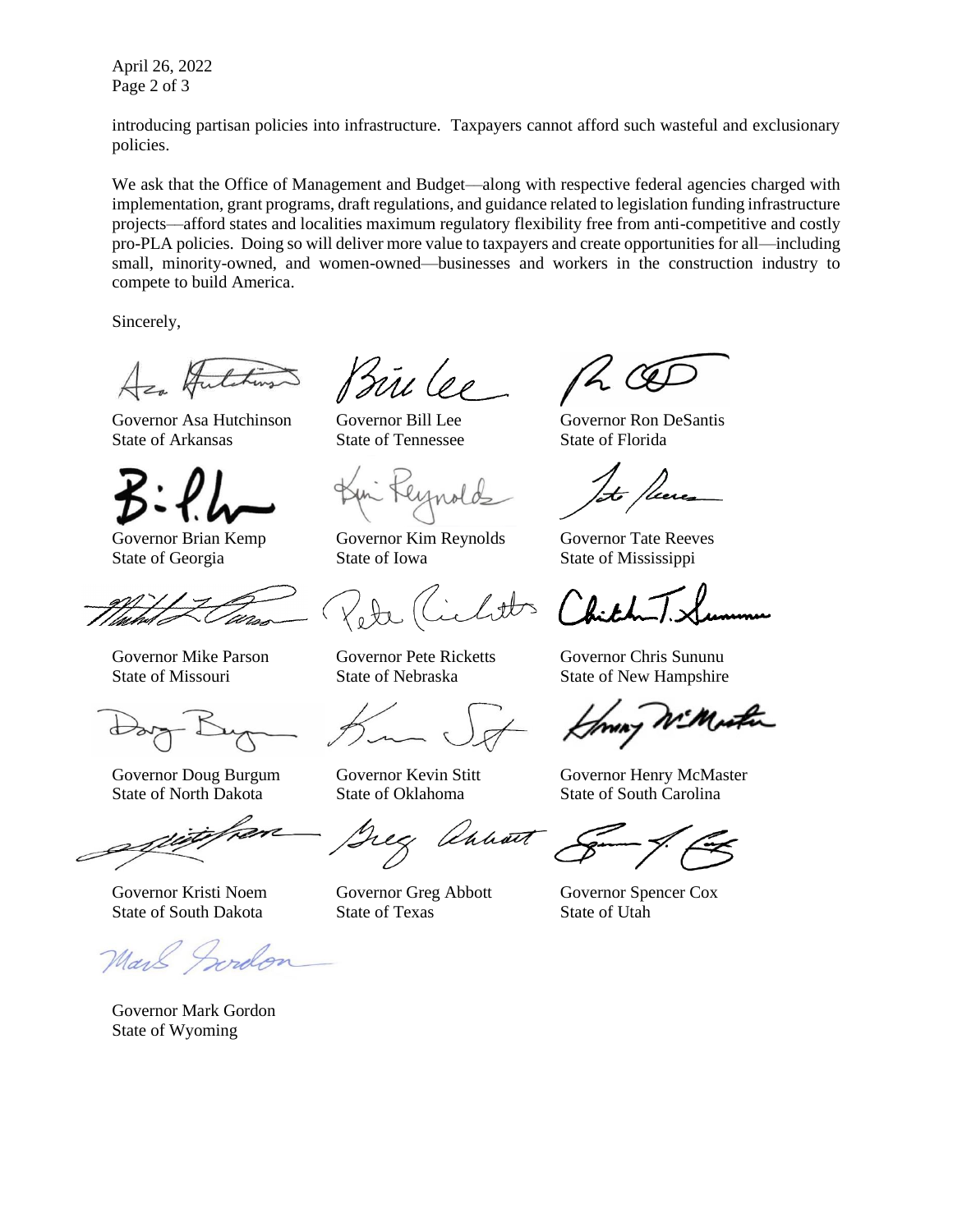introducing partisan policies into infrastructure. Taxpayers cannot afford such wasteful and exclusionary policies.

We ask that the Office of Management and Budget—along with respective federal agencies charged with implementation, grant programs, draft regulations, and guidance related to legislation funding infrastructure projects—afford states and localities maximum regulatory flexibility free from anti-competitive and costly pro-PLA policies. Doing so will deliver more value to taxpayers and create opportunities for all—including small, minority-owned, and women-owned—businesses and workers in the construction industry to compete to build America.

Sincerely,

Governor Asa Hutchinson
State of Arkansas

Governor Bill Lee
State of Tennessee

Governor Ron DeSantis
State of Florida

Governor Brian Kemp
State of Georgia

Governor Kim Reynolds
State of Iowa

Governor Tate Reeves
State of Mississippi

Governor Mike Parson
State of Missouri

Governor Pete Ricketts
State of Nebraska

Governor Chris Sununu
State of New Hampshire

Governor Doug Burgum
State of North Dakota

Governor Kevin Stitt
State of Oklahoma

Governor Henry McMaster
State of South Carolina

Governor Kristi Noem
State of South Dakota

Governor Greg Abbott
State of Texas

Governor Spencer Cox
State of Utah

Governor Mark Gordon
State of Wyoming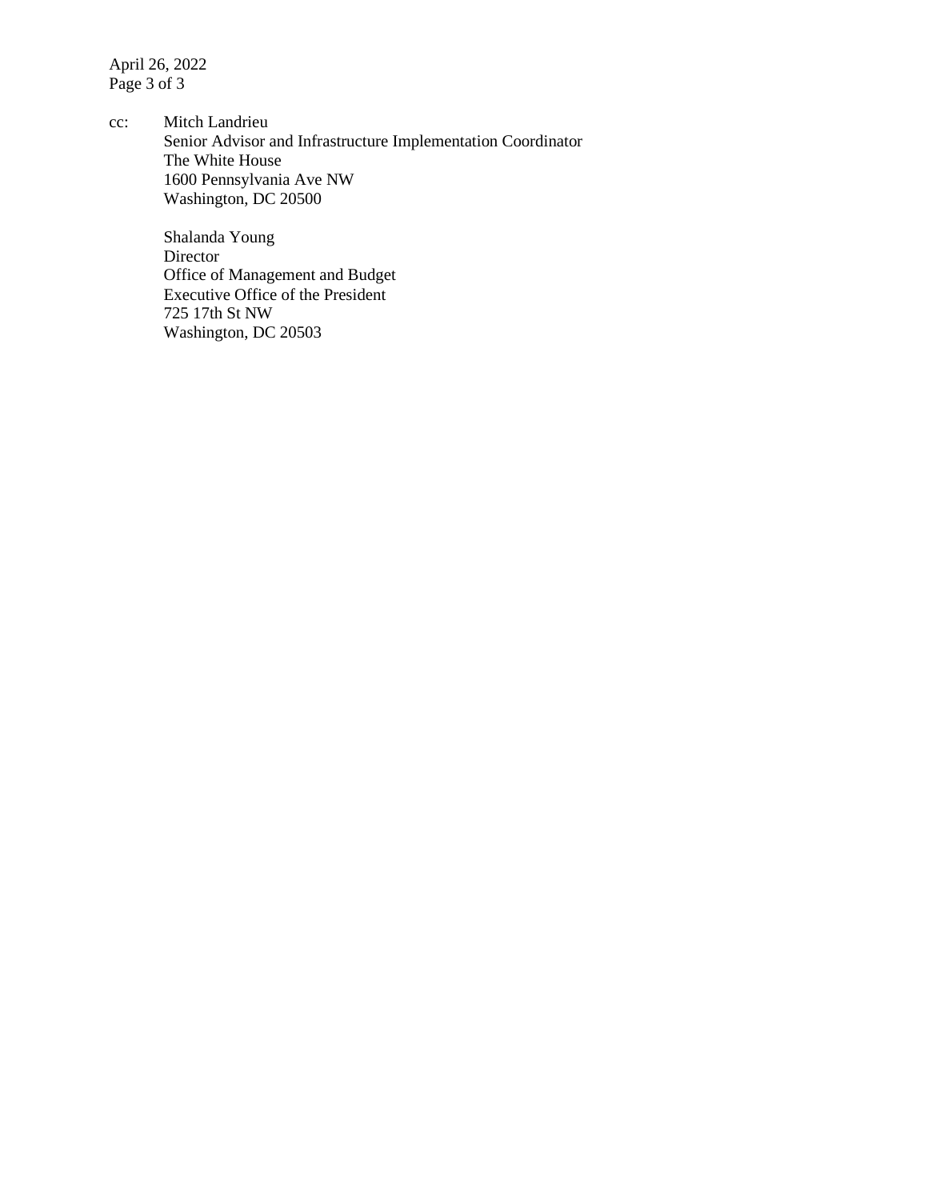cc: Mitch Landrieu
Senior Advisor and Infrastructure Implementation Coordinator
The White House
1600 Pennsylvania Ave NW
Washington, DC 20500

Shalanda Young
Director
Office of Management and Budget
Executive Office of the President
725 17th St NW
Washington, DC 20503